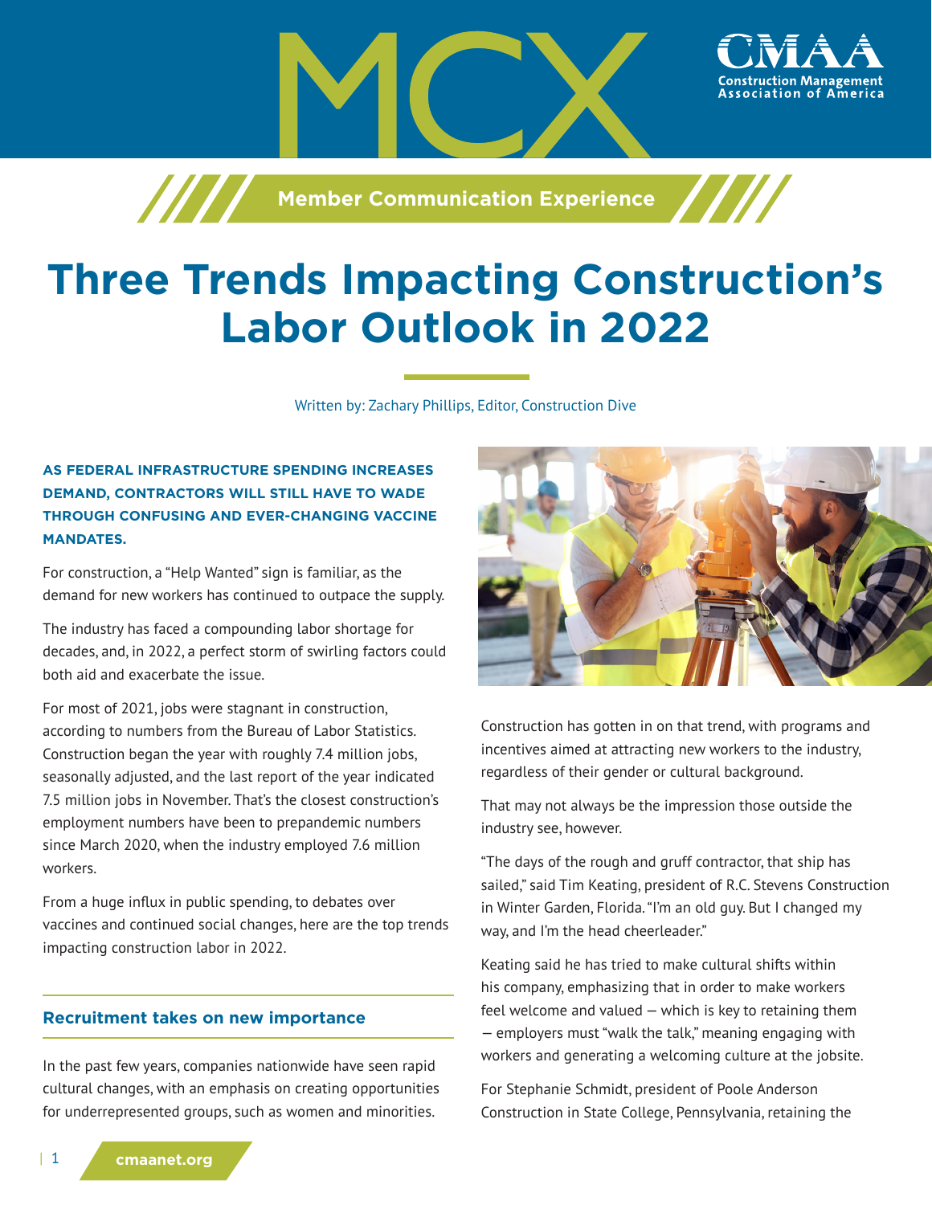MCX

Member Communication Experience

# Three Trends Impacting Construction's Labor Outlook in 2022

Written by: Zachary Phillips, Editor, Construction Dive

**AS FEDERAL INFRASTRUCTURE SPENDING INCREASES DEMAND, CONTRACTORS WILL STILL HAVE TO WADE THROUGH CONFUSING AND EVER-CHANGING VACCINE MANDATES.**

For construction, a "Help Wanted" sign is familiar, as the demand for new workers has continued to outpace the supply.

The industry has faced a compounding labor shortage for decades, and, in 2022, a perfect storm of swirling factors could both aid and exacerbate the issue.

For most of 2021, jobs were stagnant in construction, according to numbers from the Bureau of Labor Statistics. Construction began the year with roughly 7.4 million jobs, seasonally adjusted, and the last report of the year indicated 7.5 million jobs in November. That's the closest construction's employment numbers have been to prepandemic numbers since March 2020, when the industry employed 7.6 million workers.

From a huge influx in public spending, to debates over vaccines and continued social changes, here are the top trends impacting construction labor in 2022.

## Recruitment takes on new importance

In the past few years, companies nationwide have seen rapid cultural changes, with an emphasis on creating opportunities for underrepresented groups, such as women and minorities.

Construction has gotten in on that trend, with programs and incentives aimed at attracting new workers to the industry, regardless of their gender or cultural background.

That may not always be the impression those outside the industry see, however.

"The days of the rough and gruff contractor, that ship has sailed," said Tim Keating, president of R.C. Stevens Construction in Winter Garden, Florida. "I'm an old guy. But I changed my way, and I'm the head cheerleader."

Keating said he has tried to make cultural shifts within his company, emphasizing that in order to make workers feel welcome and valued — which is key to retaining them — employers must "walk the talk," meaning engaging with workers and generating a welcoming culture at the jobsite.

For Stephanie Schmidt, president of Poole Anderson Construction in State College, Pennsylvania, retaining the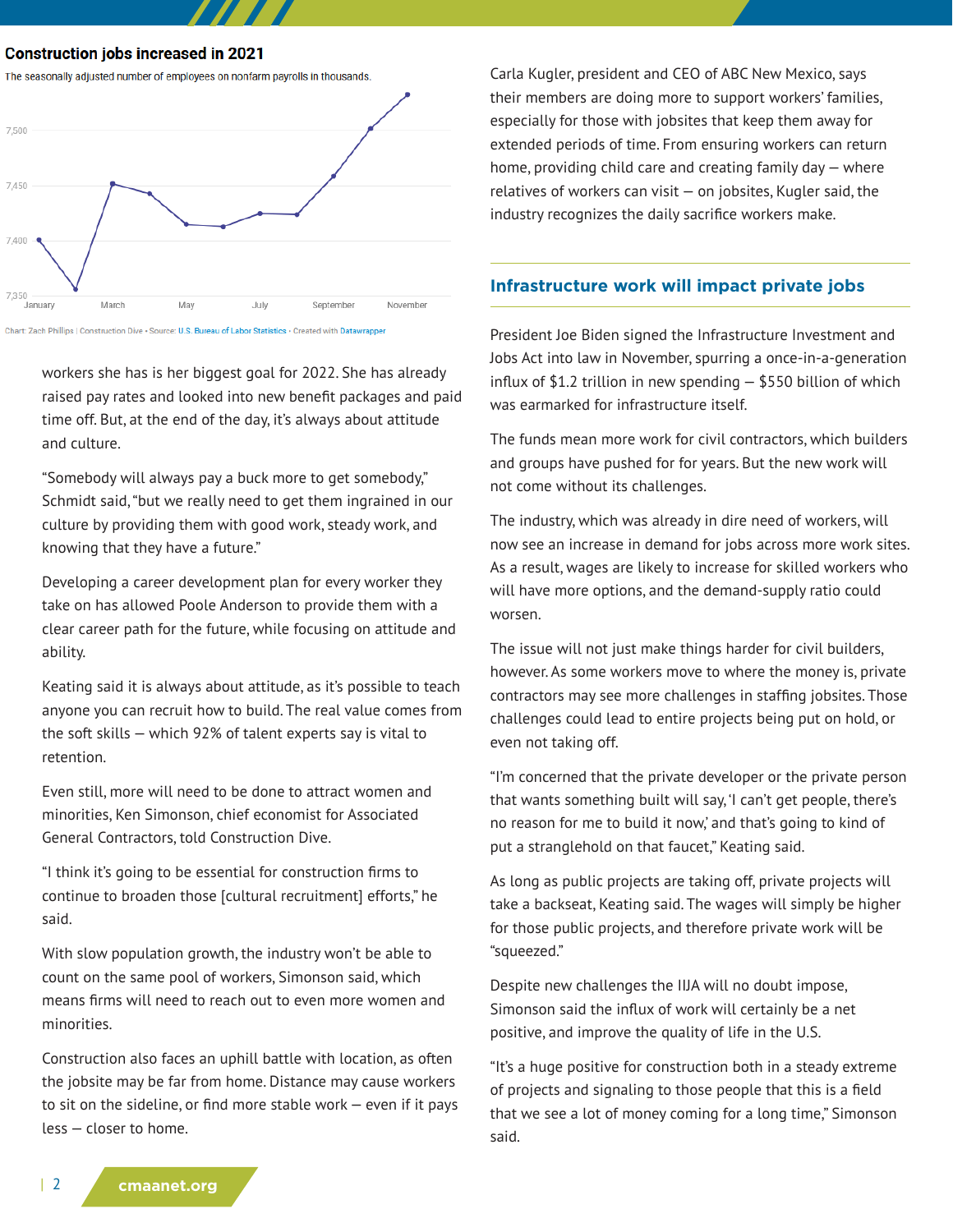## Construction jobs increased in 2021

The seasonally adjusted number of employees on nonfarm payrolls in thousands.

Chart: Zach Phillips | Construction Dive • Source: U.S. Bureau of Labor Statistics • Created with Datawrapper

workers she has is her biggest goal for 2022. She has already raised pay rates and looked into new benefit packages and paid time off. But, at the end of the day, it's always about attitude and culture.

"Somebody will always pay a buck more to get somebody," Schmidt said, "but we really need to get them ingrained in our culture by providing them with good work, steady work, and knowing that they have a future."

Developing a career development plan for every worker they take on has allowed Poole Anderson to provide them with a clear career path for the future, while focusing on attitude and ability.

Keating said it is always about attitude, as it's possible to teach anyone you can recruit how to build. The real value comes from the soft skills — which 92% of talent experts say is vital to retention.

Even still, more will need to be done to attract women and minorities, Ken Simonson, chief economist for Associated General Contractors, told Construction Dive.

"I think it's going to be essential for construction firms to continue to broaden those [cultural recruitment] efforts," he said.

With slow population growth, the industry won't be able to count on the same pool of workers, Simonson said, which means firms will need to reach out to even more women and minorities.

Construction also faces an uphill battle with location, as often the jobsite may be far from home. Distance may cause workers to sit on the sideline, or find more stable work — even if it pays less — closer to home.

Carla Kugler, president and CEO of ABC New Mexico, says their members are doing more to support workers' families, especially for those with jobsites that keep them away for extended periods of time. From ensuring workers can return home, providing child care and creating family day — where relatives of workers can visit — on jobsites, Kugler said, the industry recognizes the daily sacrifice workers make.

## Infrastructure work will impact private jobs

President Joe Biden signed the Infrastructure Investment and Jobs Act into law in November, spurring a once-in-a-generation influx of $1.2 trillion in new spending — $550 billion of which was earmarked for infrastructure itself.

The funds mean more work for civil contractors, which builders and groups have pushed for for years. But the new work will not come without its challenges.

The industry, which was already in dire need of workers, will now see an increase in demand for jobs across more work sites. As a result, wages are likely to increase for skilled workers who will have more options, and the demand-supply ratio could worsen.

The issue will not just make things harder for civil builders, however. As some workers move to where the money is, private contractors may see more challenges in staffing jobsites. Those challenges could lead to entire projects being put on hold, or even not taking off.

"I'm concerned that the private developer or the private person that wants something built will say, 'I can't get people, there's no reason for me to build it now,' and that's going to kind of put a stranglehold on that faucet," Keating said.

As long as public projects are taking off, private projects will take a backseat, Keating said. The wages will simply be higher for those public projects, and therefore private work will be "squeezed."

Despite new challenges the IIJA will no doubt impose, Simonson said the influx of work will certainly be a net positive, and improve the quality of life in the U.S.

"It's a huge positive for construction both in a steady extreme of projects and signaling to those people that this is a field that we see a lot of money coming for a long time," Simonson said.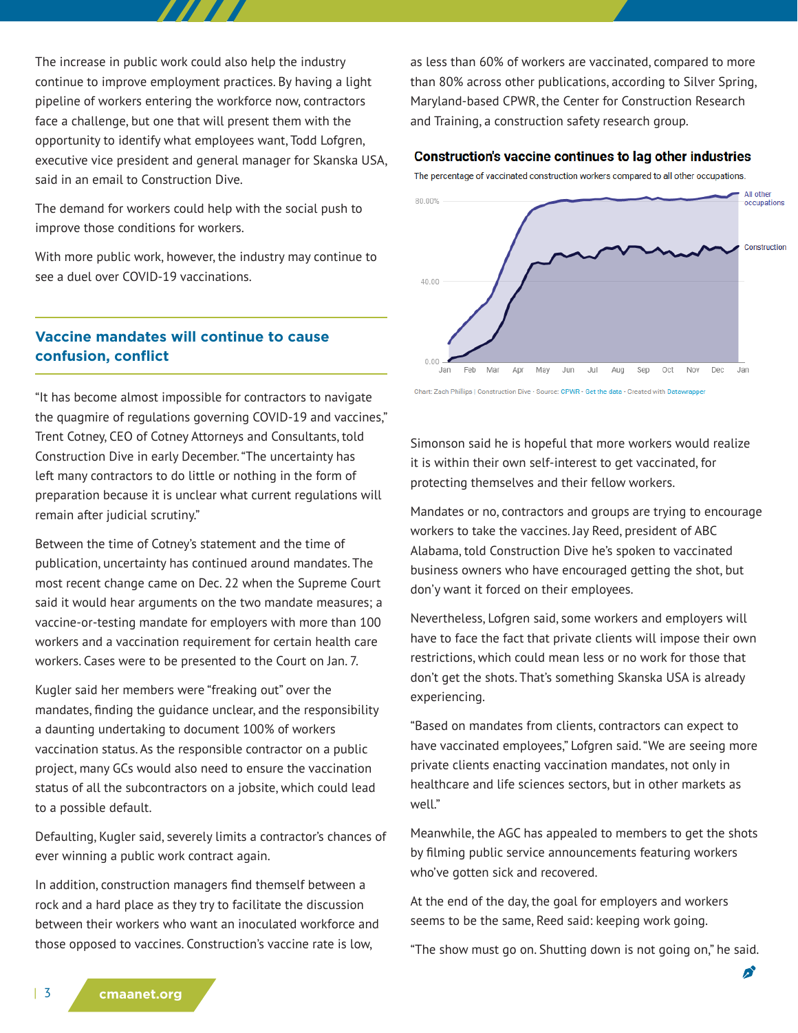The increase in public work could also help the industry continue to improve employment practices. By having a light pipeline of workers entering the workforce now, contractors face a challenge, but one that will present them with the opportunity to identify what employees want, Todd Lofgren, executive vice president and general manager for Skanska USA, said in an email to Construction Dive.

The demand for workers could help with the social push to improve those conditions for workers.

With more public work, however, the industry may continue to see a duel over COVID-19 vaccinations.

## Vaccine mandates will continue to cause confusion, conflict

"It has become almost impossible for contractors to navigate the quagmire of regulations governing COVID-19 and vaccines," Trent Cotney, CEO of Cotney Attorneys and Consultants, told Construction Dive in early December. "The uncertainty has left many contractors to do little or nothing in the form of preparation because it is unclear what current regulations will remain after judicial scrutiny."

Between the time of Cotney's statement and the time of publication, uncertainty has continued around mandates. The most recent change came on Dec. 22 when the Supreme Court said it would hear arguments on the two mandate measures; a vaccine-or-testing mandate for employers with more than 100 workers and a vaccination requirement for certain health care workers. Cases were to be presented to the Court on Jan. 7.

Kugler said her members were "freaking out" over the mandates, finding the guidance unclear, and the responsibility a daunting undertaking to document 100% of workers vaccination status. As the responsible contractor on a public project, many GCs would also need to ensure the vaccination status of all the subcontractors on a jobsite, which could lead to a possible default.

Defaulting, Kugler said, severely limits a contractor's chances of ever winning a public work contract again.

In addition, construction managers find themself between a rock and a hard place as they try to facilitate the discussion between their workers who want an inoculated workforce and those opposed to vaccines. Construction's vaccine rate is low, as less than 60% of workers are vaccinated, compared to more than 80% across other publications, according to Silver Spring, Maryland-based CPWR, the Center for Construction Research and Training, a construction safety research group.

**Construction's vaccine continues to lag other industries**

The percentage of vaccinated construction workers compared to all other occupations.

Chart: Zach Phillips | Construction Dive · Source: CPWR · Get the data · Created with Datawrapper

Simonson said he is hopeful that more workers would realize it is within their own self-interest to get vaccinated, for protecting themselves and their fellow workers.

Mandates or no, contractors and groups are trying to encourage workers to take the vaccines. Jay Reed, president of ABC Alabama, told Construction Dive he's spoken to vaccinated business owners who have encouraged getting the shot, but don'y want it forced on their employees.

Nevertheless, Lofgren said, some workers and employers will have to face the fact that private clients will impose their own restrictions, which could mean less or no work for those that don't get the shots. That's something Skanska USA is already experiencing.

"Based on mandates from clients, contractors can expect to have vaccinated employees," Lofgren said. "We are seeing more private clients enacting vaccination mandates, not only in healthcare and life sciences sectors, but in other markets as well."

Meanwhile, the AGC has appealed to members to get the shots by filming public service announcements featuring workers who've gotten sick and recovered.

At the end of the day, the goal for employers and workers seems to be the same, Reed said: keeping work going.

"The show must go on. Shutting down is not going on," he said.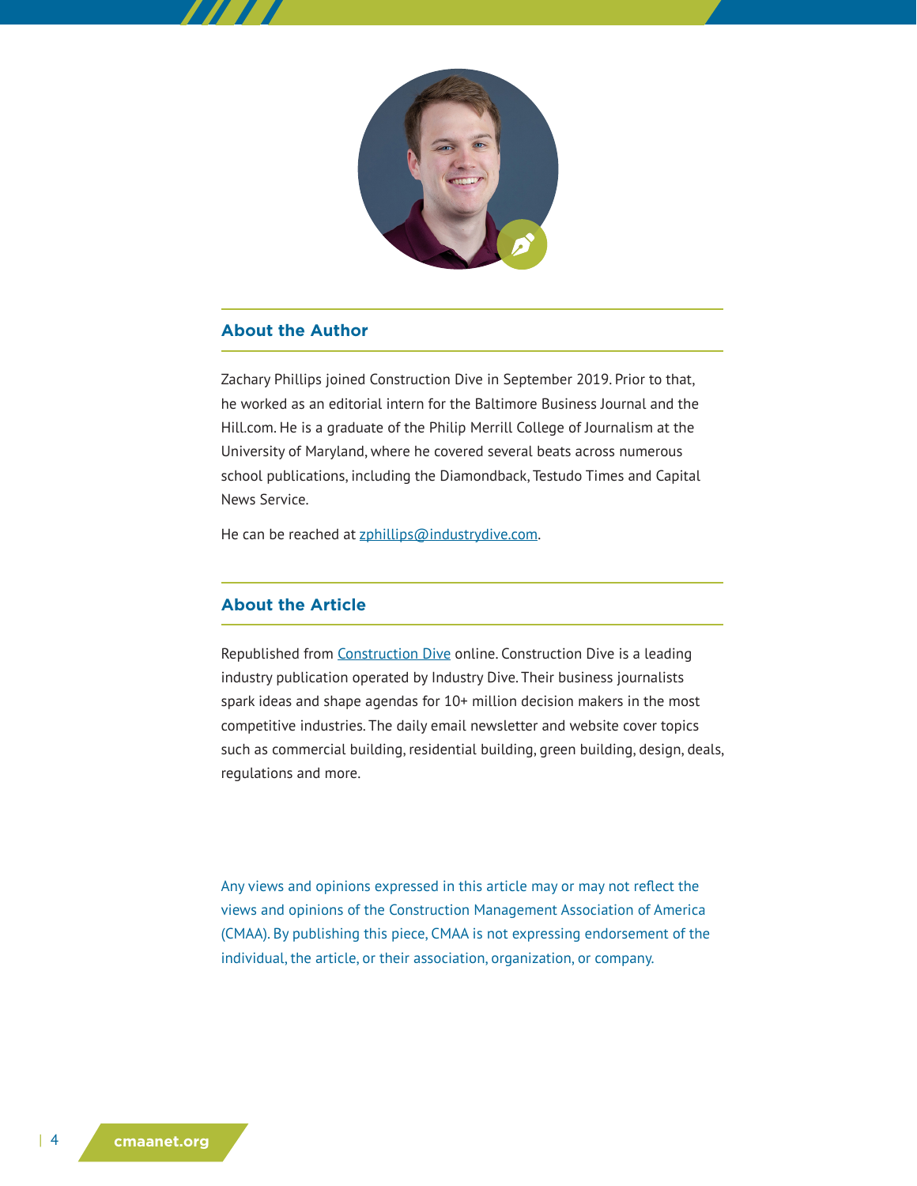## About the Author

Zachary Phillips joined Construction Dive in September 2019. Prior to that, he worked as an editorial intern for the Baltimore Business Journal and the Hill.com. He is a graduate of the Philip Merrill College of Journalism at the University of Maryland, where he covered several beats across numerous school publications, including the Diamondback, Testudo Times and Capital News Service.

He can be reached at zphillips@industrydive.com.

## About the Article

Republished from Construction Dive online. Construction Dive is a leading industry publication operated by Industry Dive. Their business journalists spark ideas and shape agendas for 10+ million decision makers in the most competitive industries. The daily email newsletter and website cover topics such as commercial building, residential building, green building, design, deals, regulations and more.

Any views and opinions expressed in this article may or may not reflect the views and opinions of the Construction Management Association of America (CMAA). By publishing this piece, CMAA is not expressing endorsement of the individual, the article, or their association, organization, or company.